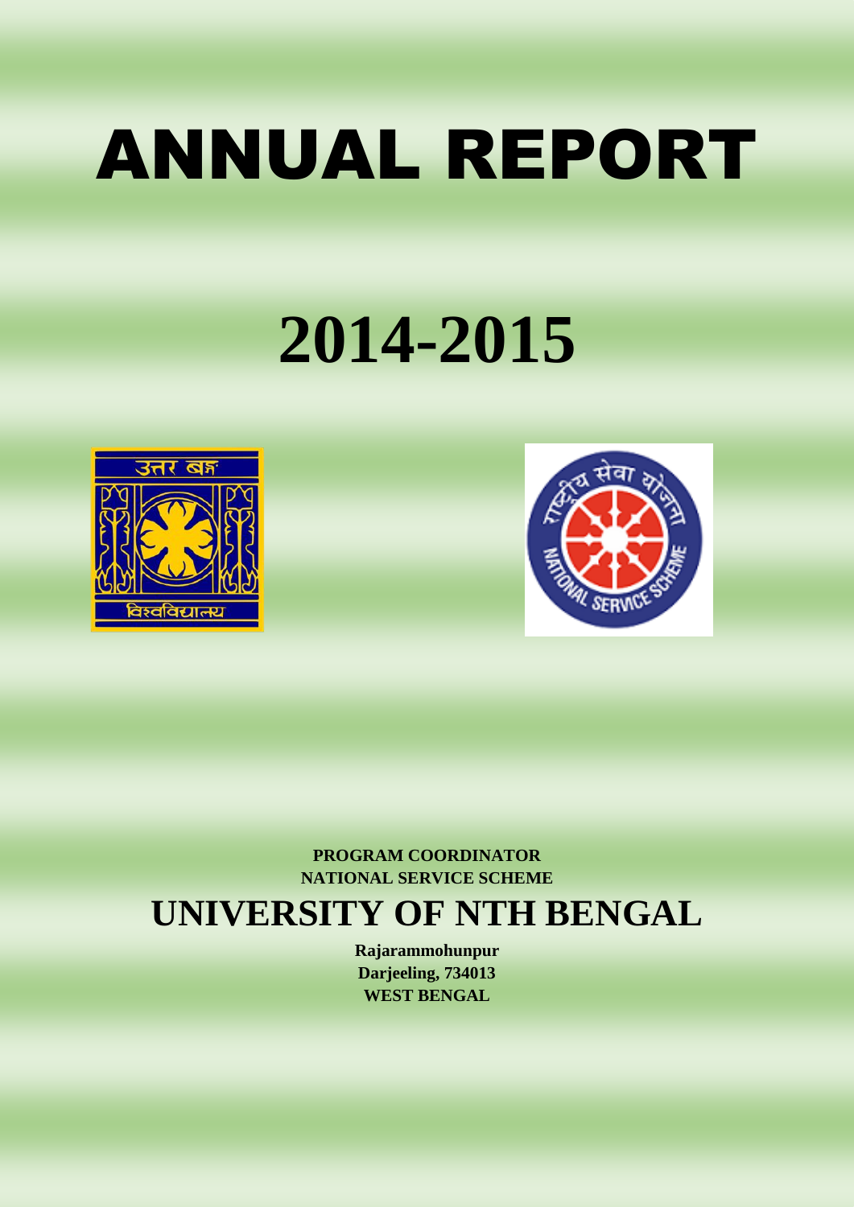# ANNUAL REPORT

# 2014-2015

**PROGRAM COORDINATOR**
**NATIONAL SERVICE SCHEME**

## UNIVERSITY OF NTH BENGAL

**Rajarammohunpur**
**Darjeeling, 734013**
**WEST BENGAL**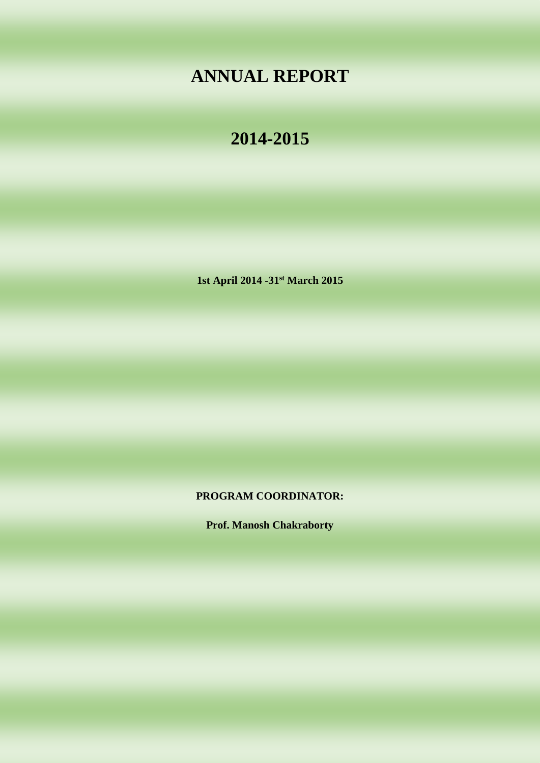# ANNUAL REPORT

# 2014-2015

**1st April 2014 -31st March 2015**

**PROGRAM COORDINATOR:**

**Prof. Manosh Chakraborty**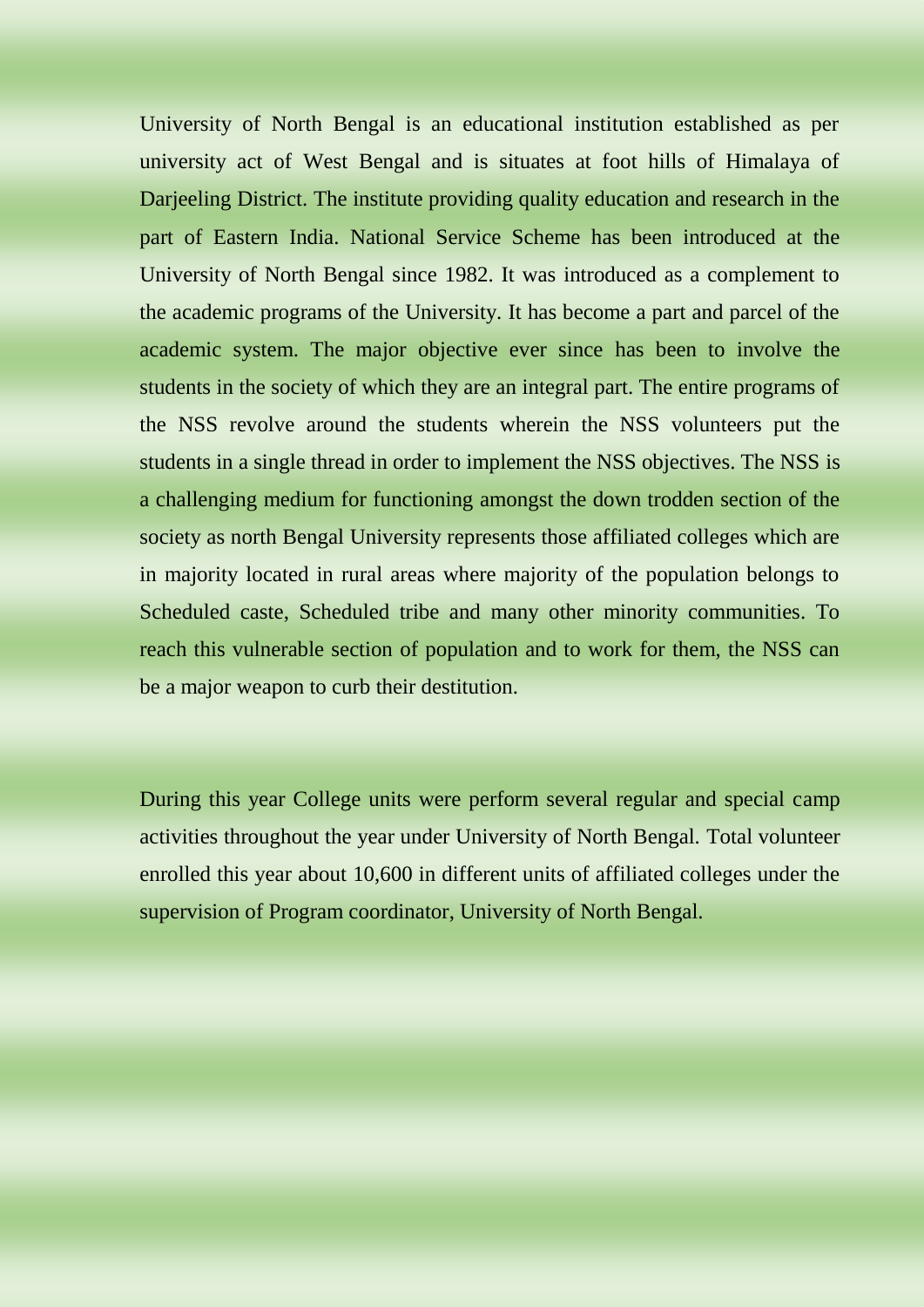University of North Bengal is an educational institution established as per university act of West Bengal and is situates at foot hills of Himalaya of Darjeeling District. The institute providing quality education and research in the part of Eastern India. National Service Scheme has been introduced at the University of North Bengal since 1982. It was introduced as a complement to the academic programs of the University. It has become a part and parcel of the academic system. The major objective ever since has been to involve the students in the society of which they are an integral part. The entire programs of the NSS revolve around the students wherein the NSS volunteers put the students in a single thread in order to implement the NSS objectives. The NSS is a challenging medium for functioning amongst the down trodden section of the society as north Bengal University represents those affiliated colleges which are in majority located in rural areas where majority of the population belongs to Scheduled caste, Scheduled tribe and many other minority communities. To reach this vulnerable section of population and to work for them, the NSS can be a major weapon to curb their destitution.

During this year College units were perform several regular and special camp activities throughout the year under University of North Bengal. Total volunteer enrolled this year about 10,600 in different units of affiliated colleges under the supervision of Program coordinator, University of North Bengal.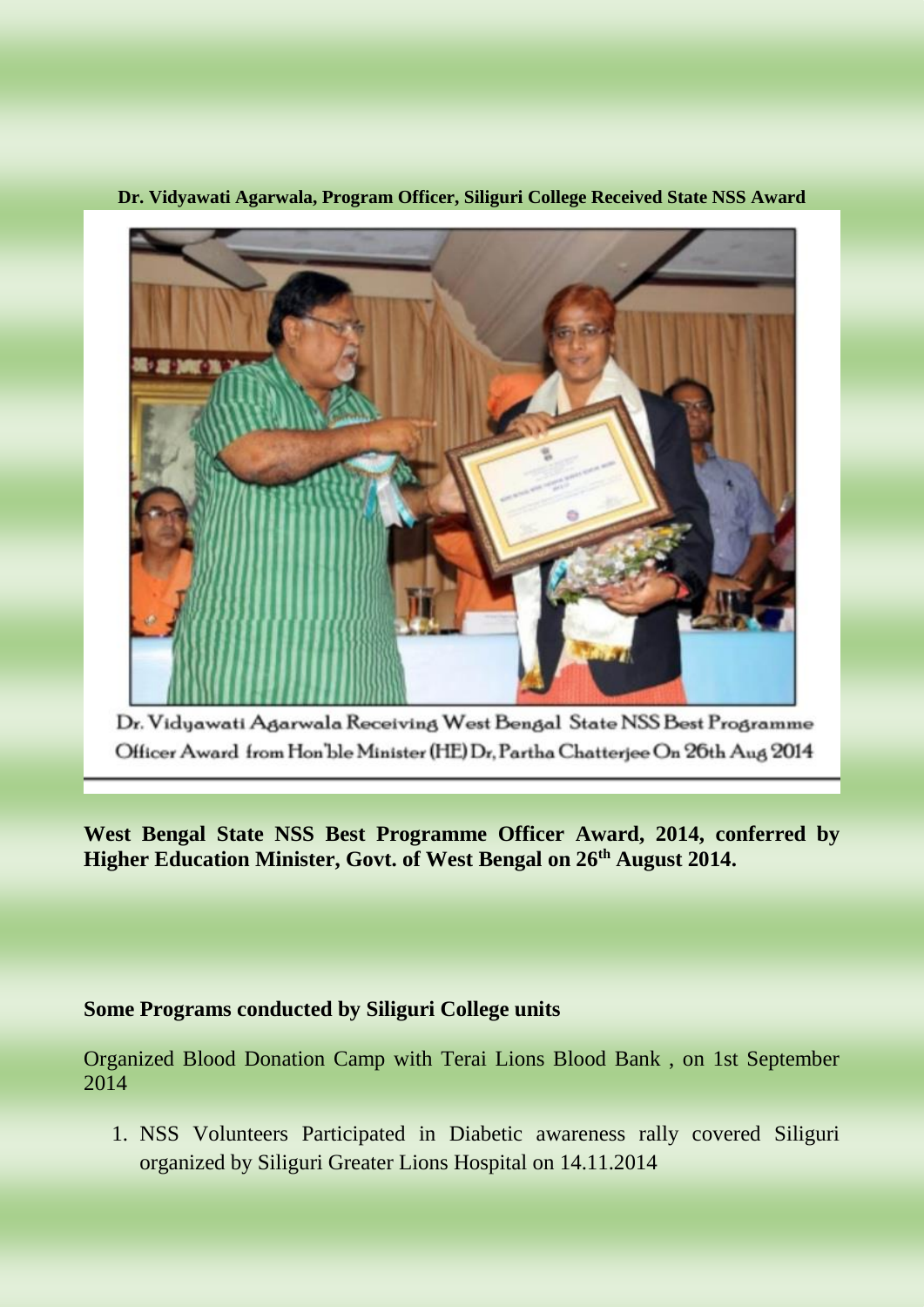**Dr. Vidyawati Agarwala, Program Officer, Siliguri College Received State NSS Award**

Dr. Vidyawati Agarwala Receiving West Bengal State NSS Best Programme Officer Award from Hon'ble Minister (HE) Dr, Partha Chatterjee On 26th Aug 2014

**West Bengal State NSS Best Programme Officer Award, 2014, conferred by Higher Education Minister, Govt. of West Bengal on 26th August 2014.**

**Some Programs conducted by Siliguri College units**

Organized Blood Donation Camp with Terai Lions Blood Bank , on 1st September 2014

1. NSS Volunteers Participated in Diabetic awareness rally covered Siliguri organized by Siliguri Greater Lions Hospital on 14.11.2014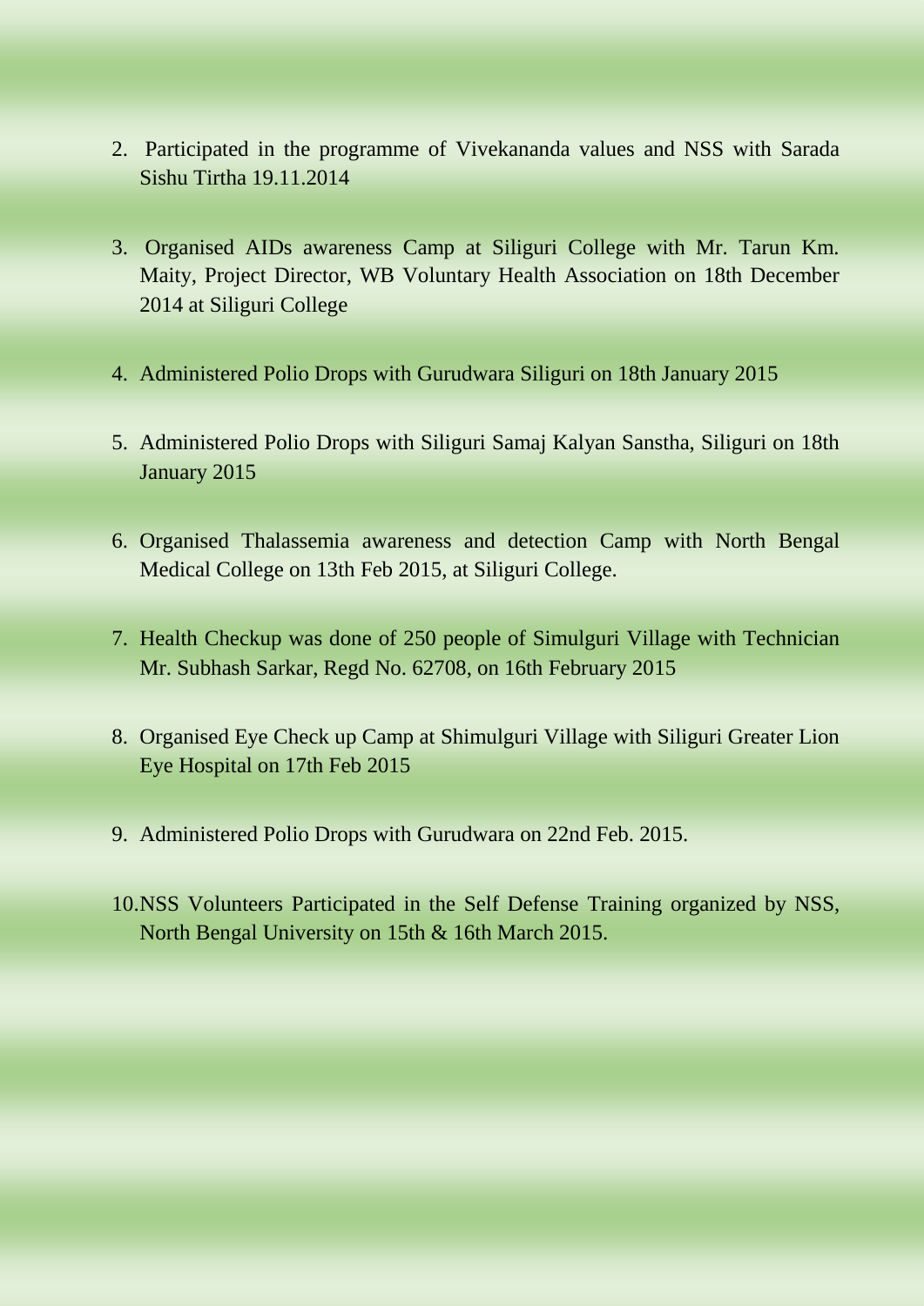2. Participated in the programme of Vivekananda values and NSS with Sarada Sishu Tirtha 19.11.2014

3. Organised AIDs awareness Camp at Siliguri College with Mr. Tarun Km. Maity, Project Director, WB Voluntary Health Association on 18th December 2014 at Siliguri College

4. Administered Polio Drops with Gurudwara Siliguri on 18th January 2015

5. Administered Polio Drops with Siliguri Samaj Kalyan Sanstha, Siliguri on 18th January 2015

6. Organised Thalassemia awareness and detection Camp with North Bengal Medical College on 13th Feb 2015, at Siliguri College.

7. Health Checkup was done of 250 people of Simulguri Village with Technician Mr. Subhash Sarkar, Regd No. 62708, on 16th February 2015

8. Organised Eye Check up Camp at Shimulguri Village with Siliguri Greater Lion Eye Hospital on 17th Feb 2015

9. Administered Polio Drops with Gurudwara on 22nd Feb. 2015.

10. NSS Volunteers Participated in the Self Defense Training organized by NSS, North Bengal University on 15th & 16th March 2015.